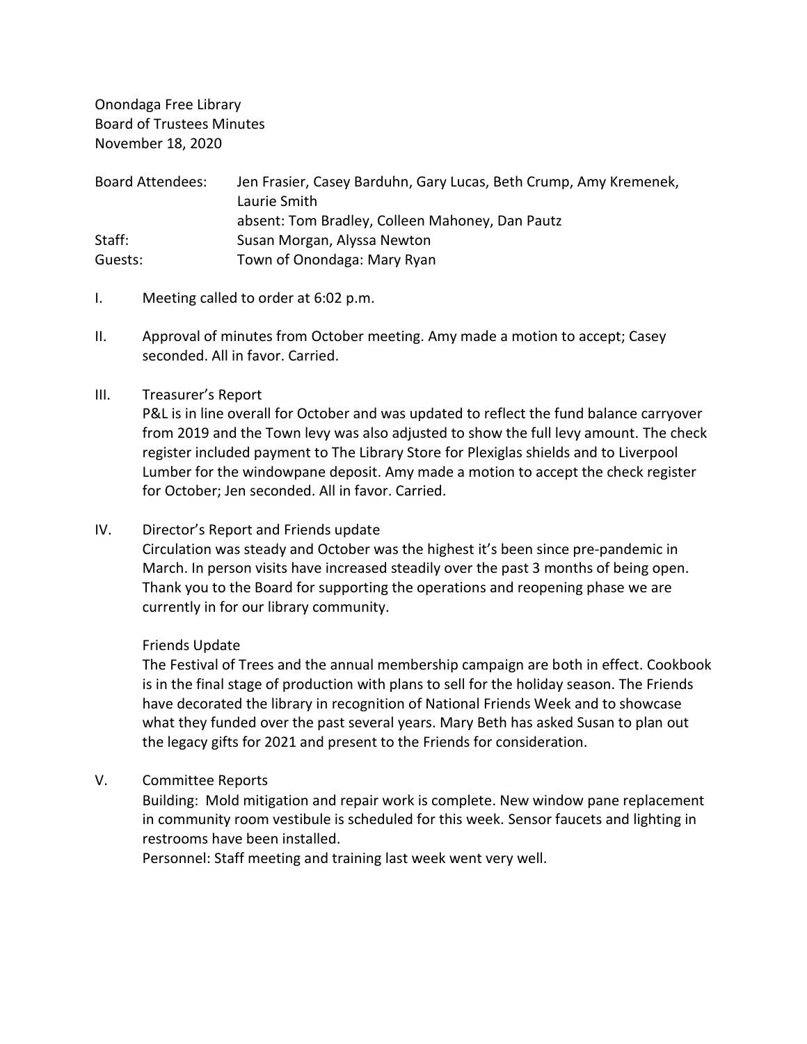Onondaga Free Library
Board of Trustees Minutes
November 18, 2020

| | |
|---|---|
| Board Attendees: | Jen Frasier, Casey Barduhn, Gary Lucas, Beth Crump, Amy Kremenek, Laurie Smith |
| | absent: Tom Bradley, Colleen Mahoney, Dan Pautz |
| Staff: | Susan Morgan, Alyssa Newton |
| Guests: | Town of Onondaga: Mary Ryan |

I. Meeting called to order at 6:02 p.m.

II. Approval of minutes from October meeting. Amy made a motion to accept; Casey seconded. All in favor. Carried.

III. Treasurer's Report

P&L is in line overall for October and was updated to reflect the fund balance carryover from 2019 and the Town levy was also adjusted to show the full levy amount. The check register included payment to The Library Store for Plexiglas shields and to Liverpool Lumber for the windowpane deposit. Amy made a motion to accept the check register for October; Jen seconded. All in favor. Carried.

IV. Director's Report and Friends update

Circulation was steady and October was the highest it's been since pre-pandemic in March. In person visits have increased steadily over the past 3 months of being open. Thank you to the Board for supporting the operations and reopening phase we are currently in for our library community.

Friends Update

The Festival of Trees and the annual membership campaign are both in effect. Cookbook is in the final stage of production with plans to sell for the holiday season. The Friends have decorated the library in recognition of National Friends Week and to showcase what they funded over the past several years. Mary Beth has asked Susan to plan out the legacy gifts for 2021 and present to the Friends for consideration.

V. Committee Reports

Building: Mold mitigation and repair work is complete. New window pane replacement in community room vestibule is scheduled for this week. Sensor faucets and lighting in restrooms have been installed.

Personnel: Staff meeting and training last week went very well.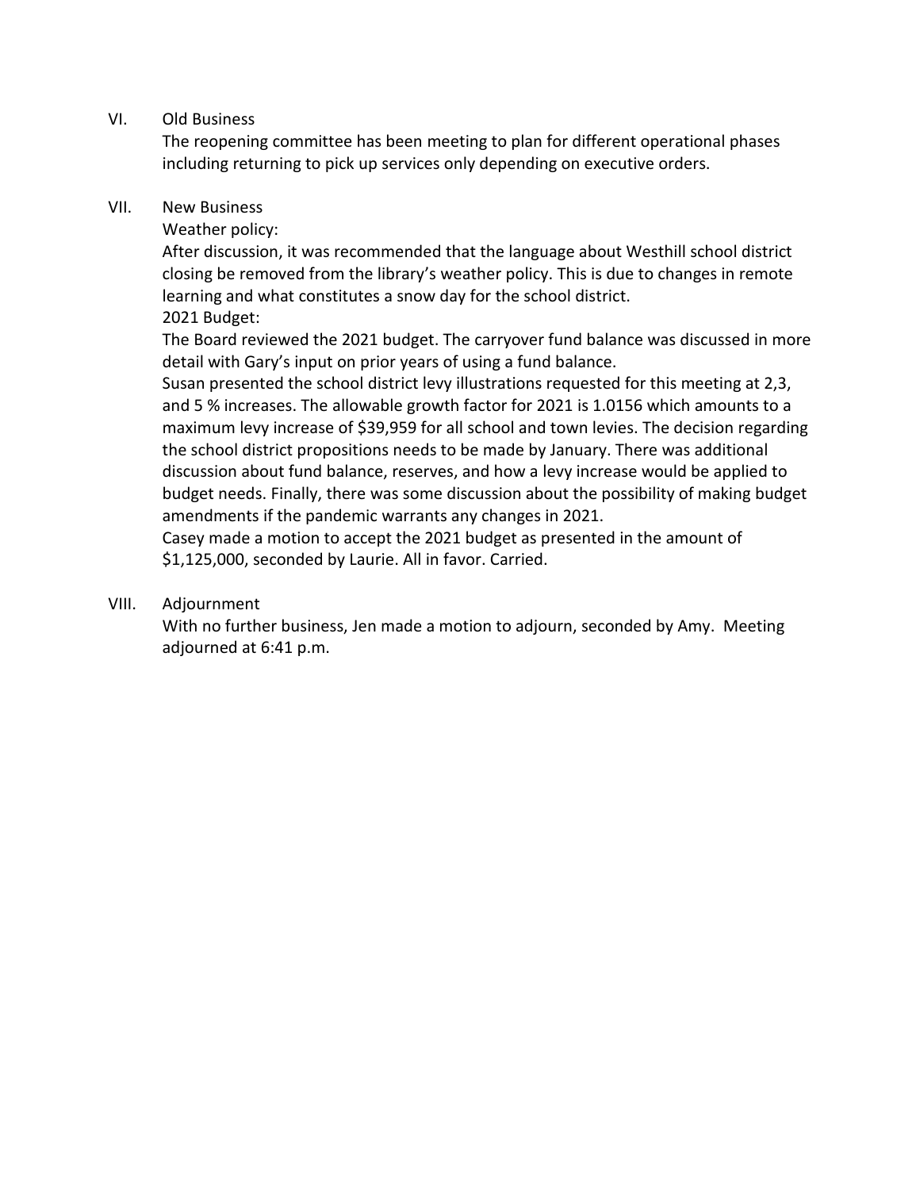VI. Old Business

The reopening committee has been meeting to plan for different operational phases including returning to pick up services only depending on executive orders.

VII. New Business

Weather policy:

After discussion, it was recommended that the language about Westhill school district closing be removed from the library's weather policy. This is due to changes in remote learning and what constitutes a snow day for the school district.

2021 Budget:

The Board reviewed the 2021 budget. The carryover fund balance was discussed in more detail with Gary's input on prior years of using a fund balance.

Susan presented the school district levy illustrations requested for this meeting at 2,3, and 5 % increases. The allowable growth factor for 2021 is 1.0156 which amounts to a maximum levy increase of $39,959 for all school and town levies. The decision regarding the school district propositions needs to be made by January. There was additional discussion about fund balance, reserves, and how a levy increase would be applied to budget needs. Finally, there was some discussion about the possibility of making budget amendments if the pandemic warrants any changes in 2021.

Casey made a motion to accept the 2021 budget as presented in the amount of $1,125,000, seconded by Laurie. All in favor. Carried.

VIII. Adjournment

With no further business, Jen made a motion to adjourn, seconded by Amy. Meeting adjourned at 6:41 p.m.